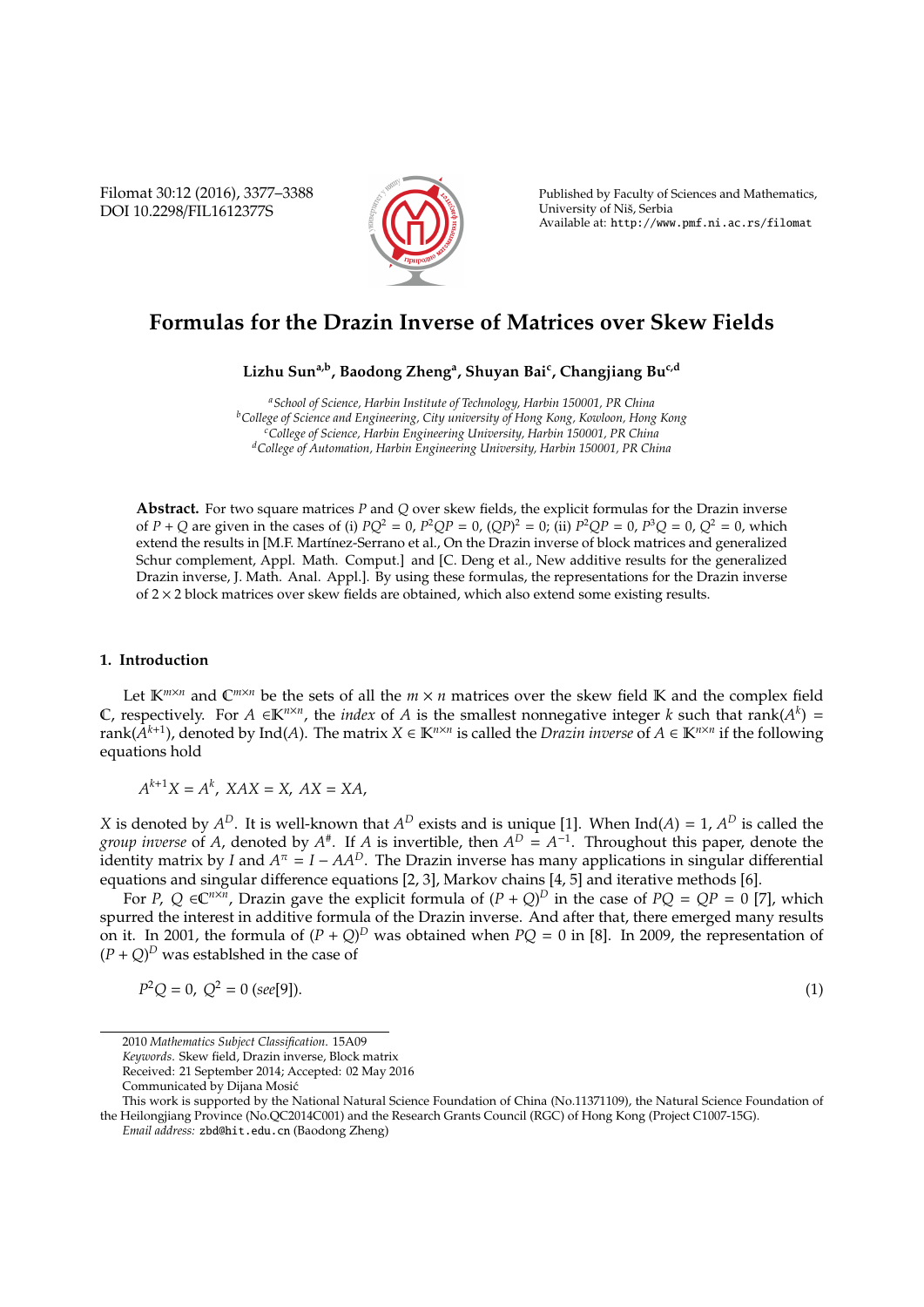# Formulas for the Drazin Inverse of Matrices over Skew Fields

**Lizhu Sun**[a,b], **Baodong Zheng**[a], **Shuyan Bai**[c], **Changjiang Bu**[c,d]

[a] *School of Science, Harbin Institute of Technology, Harbin 150001, PR China*
[b] *College of Science and Engineering, City university of Hong Kong, Kowloon, Hong Kong*
[c] *College of Science, Harbin Engineering University, Harbin 150001, PR China*
[d] *College of Automation, Harbin Engineering University, Harbin 150001, PR China*

**Abstract.** For two square matrices $P$ and $Q$ over skew fields, the explicit formulas for the Drazin inverse of $P+Q$ are given in the cases of (i) $PQ^2 = 0$, $P^2QP = 0$, $(QP)^2 = 0$; (ii) $P^2QP = 0$, $P^3Q = 0$, $Q^2 = 0$, which extend the results in [M.F. Martínez-Serrano et al., On the Drazin inverse of block matrices and generalized Schur complement, Appl. Math. Comput.] and [C. Deng et al., New additive results for the generalized Drazin inverse, J. Math. Anal. Appl.]. By using these formulas, the representations for the Drazin inverse of $2\times 2$ block matrices over skew fields are obtained, which also extend some existing results.

## 1. Introduction

Let $\mathbb{K}^{m\times n}$ and $\mathbb{C}^{m\times n}$ be the sets of all the $m\times n$ matrices over the skew field $\mathbb{K}$ and the complex field $\mathbb{C}$, respectively. For $A \in\mathbb{K}^{n\times n}$, the *index* of $A$ is the smallest nonnegative integer $k$ such that $\operatorname{rank}(A^k) = \operatorname{rank}(A^{k+1})$, denoted by $\operatorname{Ind}(A)$. The matrix $X \in \mathbb{K}^{n\times n}$ is called the *Drazin inverse* of $A \in \mathbb{K}^{n\times n}$ if the following equations hold

$$A^{k+1}X = A^k,\ XAX = X,\ AX = XA,$$

$X$ is denoted by $A^D$. It is well-known that $A^D$ exists and is unique [1]. When $\operatorname{Ind}(A) = 1$, $A^D$ is called the *group inverse* of $A$, denoted by $A^\#$. If $A$ is invertible, then $A^D = A^{-1}$. Throughout this paper, denote the identity matrix by $I$ and $A^\pi = I - AA^D$. The Drazin inverse has many applications in singular differential equations and singular difference equations [2, 3], Markov chains [4, 5] and iterative methods [6].

For $P$, $Q \in\mathbb{C}^{n\times n}$, Drazin gave the explicit formula of $(P+Q)^D$ in the case of $PQ = QP = 0$ [7], which spurred the interest in additive formula of the Drazin inverse. And after that, there emerged many results on it. In 2001, the formula of $(P+Q)^D$ was obtained when $PQ = 0$ in [8]. In 2009, the representation of $(P+Q)^D$ was establshed in the case of

$$P^2Q = 0,\ Q^2 = 0\ (see[9]). \tag{1}$$

2010 *Mathematics Subject Classification*. 15A09
*Keywords*. Skew field, Drazin inverse, Block matrix
Received: 21 September 2014; Accepted: 02 May 2016
Communicated by Dijana Mosić
This work is supported by the National Natural Science Foundation of China (No.11371109), the Natural Science Foundation of the Heilongjiang Province (No.QC2014C001) and the Research Grants Council (RGC) of Hong Kong (Project C1007-15G).
*Email address:* zbd@hit.edu.cn (Baodong Zheng)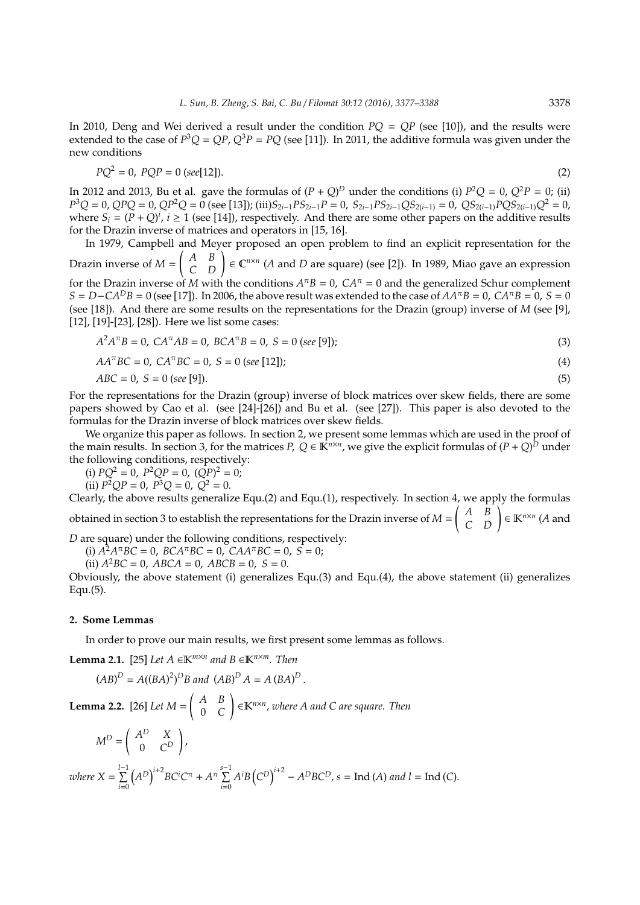In 2010, Deng and Wei derived a result under the condition $PQ = QP$ (see [10]), and the results were extended to the case of $P^3Q = QP$, $Q^3P = PQ$ (see [11]). In 2011, the additive formula was given under the new conditions

$$PQ^2 = 0, \ PQP = 0 \ (see[12]). \tag{2}$$

In 2012 and 2013, Bu et al. gave the formulas of $(P+Q)^D$ under the conditions (i) $P^2Q = 0$, $Q^2P = 0$; (ii) $P^3Q = 0$, $QPQ = 0$, $QP^2Q = 0$ (see [13]); (iii)$S_{2i-1}PS_{2i-1}P = 0$, $S_{2i-1}PS_{2i-1}QS_{2(i-1)} = 0$, $QS_{2(i-1)}PQS_{2(i-1)}Q^2 = 0$, where $S_i = (P+Q)^i$, $i \geq 1$ (see [14]), respectively. And there are some other papers on the additive results for the Drazin inverse of matrices and operators in [15, 16].

In 1979, Campbell and Meyer proposed an open problem to find an explicit representation for the Drazin inverse of $M = \begin{pmatrix} A & B \\ C & D \end{pmatrix} \in \mathbb{C}^{n\times n}$ ($A$ and $D$ are square) (see [2]). In 1989, Miao gave an expression for the Drazin inverse of $M$ with the conditions $A^{\pi}B = 0$, $CA^{\pi} = 0$ and the generalized Schur complement $S = D - CA^DB = 0$ (see [17]). In 2006, the above result was extended to the case of $AA^{\pi}B = 0$, $CA^{\pi}B = 0$, $S = 0$ (see [18]). And there are some results on the representations for the Drazin (group) inverse of $M$ (see [9], [12], [19]-[23], [28]). Here we list some cases:

$$A^2A^{\pi}B = 0, \ CA^{\pi}AB = 0, \ BCA^{\pi}B = 0, \ S = 0 \ (see \ [9]); \tag{3}$$

$$AA^{\pi}BC = 0, \ CA^{\pi}BC = 0, \ S = 0 \ (see \ [12]); \tag{4}$$

$$ABC = 0, \ S = 0 \ (see \ [9]). \tag{5}$$

For the representations for the Drazin (group) inverse of block matrices over skew fields, there are some papers showed by Cao et al. (see [24]-[26]) and Bu et al. (see [27]). This paper is also devoted to the formulas for the Drazin inverse of block matrices over skew fields.

We organize this paper as follows. In section 2, we present some lemmas which are used in the proof of the main results. In section 3, for the matrices $P, Q \in \mathbb{K}^{n\times n}$, we give the explicit formulas of $(P+Q)^D$ under the following conditions, respectively:

(i) $PQ^2 = 0$, $P^2QP = 0$, $(QP)^2 = 0$;

(ii) $P^2QP = 0$, $P^3Q = 0$, $Q^2 = 0$.

Clearly, the above results generalize Equ.(2) and Equ.(1), respectively. In section 4, we apply the formulas obtained in section 3 to establish the representations for the Drazin inverse of $M = \begin{pmatrix} A & B \\ C & D \end{pmatrix} \in \mathbb{K}^{n\times n}$ ($A$ and $D$ are square) under the following conditions, respectively:

(i) $A^2A^{\pi}BC = 0$, $BCA^{\pi}BC = 0$, $CAA^{\pi}BC = 0$, $S = 0$;

(ii) $A^2BC = 0$, $ABCA = 0$, $ABCB = 0$, $S = 0$.

Obviously, the above statement (i) generalizes Equ.(3) and Equ.(4), the above statement (ii) generalizes Equ.(5).

## 2. Some Lemmas

In order to prove our main results, we first present some lemmas as follows.

**Lemma 2.1.** [25] *Let* $A \in \mathbb{K}^{m\times n}$ *and* $B \in \mathbb{K}^{n\times m}$. *Then*

$$(AB)^D = A((BA)^2)^DB \text{ and } (AB)^DA = A(BA)^D.$$

**Lemma 2.2.** [26] *Let* $M = \begin{pmatrix} A & B \\ 0 & C \end{pmatrix} \in \mathbb{K}^{n\times n}$, *where* $A$ *and* $C$ *are square. Then*

$$M^D = \begin{pmatrix} A^D & X \\ 0 & C^D \end{pmatrix},$$

*where* $X = \sum_{i=0}^{l-1} \left(A^D\right)^{i+2} BC^iC^{\pi} + A^{\pi}\sum_{i=0}^{s-1} A^iB\left(C^D\right)^{i+2} - A^DBC^D$, $s = \text{Ind}(A)$ *and* $l = \text{Ind}(C)$.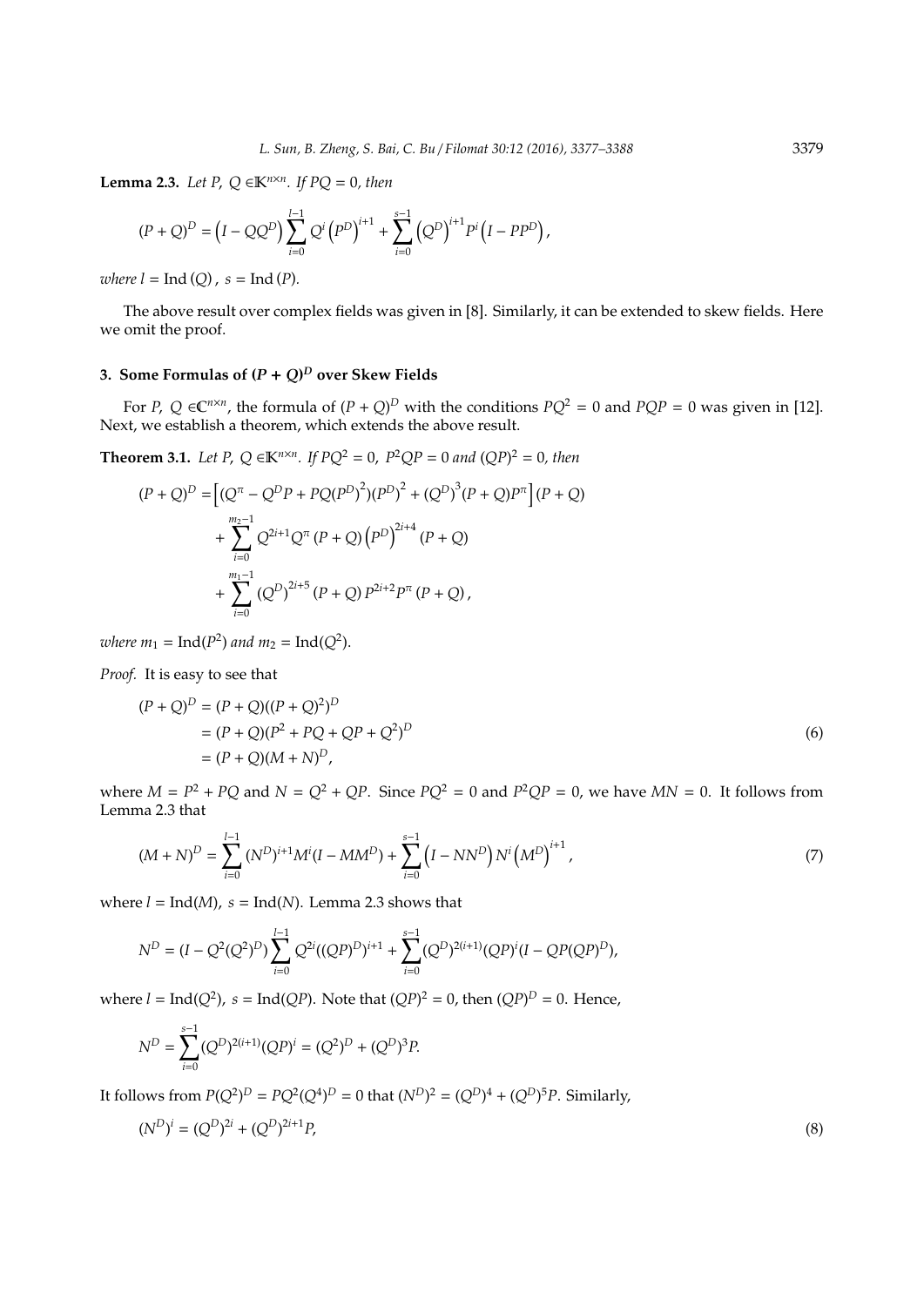**Lemma 2.3.** *Let $P,\ Q \in \mathbb{K}^{n\times n}$. If $PQ = 0$, then*

$$(P+Q)^D = \left(I - QQ^D\right)\sum_{i=0}^{l-1} Q^i \left(P^D\right)^{i+1} + \sum_{i=0}^{s-1}\left(Q^D\right)^{i+1} P^i \left(I - PP^D\right),$$

*where $l = \operatorname{Ind}(Q)$, $s = \operatorname{Ind}(P)$.*

The above result over complex fields was given in [8]. Similarly, it can be extended to skew fields. Here we omit the proof.

## 3. Some Formulas of $(P + Q)^D$ over Skew Fields

For $P,\ Q \in \mathbb{C}^{n\times n}$, the formula of $(P + Q)^D$ with the conditions $PQ^2 = 0$ and $PQP = 0$ was given in [12]. Next, we establish a theorem, which extends the above result.

**Theorem 3.1.** *Let $P,\ Q \in \mathbb{K}^{n\times n}$. If $PQ^2 = 0$, $P^2QP = 0$ and $(QP)^2 = 0$, then*

$$\begin{aligned}(P+Q)^D =& \left[(Q^\pi - Q^D P + PQ(P^D)^2)(P^D)^2 + (Q^D)^3(P+Q)P^\pi\right](P+Q)\\ &+ \sum_{i=0}^{m_2-1} Q^{2i+1}Q^\pi (P+Q)\left(P^D\right)^{2i+4}(P+Q)\\ &+ \sum_{i=0}^{m_1-1} (Q^D)^{2i+5}(P+Q)P^{2i+2}P^\pi (P+Q),\end{aligned}$$

*where $m_1 = \operatorname{Ind}(P^2)$ and $m_2 = \operatorname{Ind}(Q^2)$.*

*Proof.* It is easy to see that

$$\begin{aligned}(P+Q)^D &= (P+Q)((P+Q)^2)^D\\ &= (P+Q)(P^2 + PQ + QP + Q^2)^D\\ &= (P+Q)(M+N)^D,\end{aligned} \tag{6}$$

where $M = P^2 + PQ$ and $N = Q^2 + QP$. Since $PQ^2 = 0$ and $P^2QP = 0$, we have $MN = 0$. It follows from Lemma 2.3 that

$$(M+N)^D = \sum_{i=0}^{l-1}(N^D)^{i+1}M^i(I - MM^D) + \sum_{i=0}^{s-1}\left(I - NN^D\right)N^i\left(M^D\right)^{i+1}, \tag{7}$$

where $l = \operatorname{Ind}(M)$, $s = \operatorname{Ind}(N)$. Lemma 2.3 shows that

$$N^D = (I - Q^2(Q^2)^D)\sum_{i=0}^{l-1} Q^{2i}((QP)^D)^{i+1} + \sum_{i=0}^{s-1}(Q^D)^{2(i+1)}(QP)^i(I - QP(QP)^D),$$

where $l = \operatorname{Ind}(Q^2)$, $s = \operatorname{Ind}(QP)$. Note that $(QP)^2 = 0$, then $(QP)^D = 0$. Hence,

$$N^D = \sum_{i=0}^{s-1}(Q^D)^{2(i+1)}(QP)^i = (Q^2)^D + (Q^D)^3 P.$$

It follows from $P(Q^2)^D = PQ^2(Q^4)^D = 0$ that $(N^D)^2 = (Q^D)^4 + (Q^D)^5 P$. Similarly,

$$(N^D)^i = (Q^D)^{2i} + (Q^D)^{2i+1}P, \tag{8}$$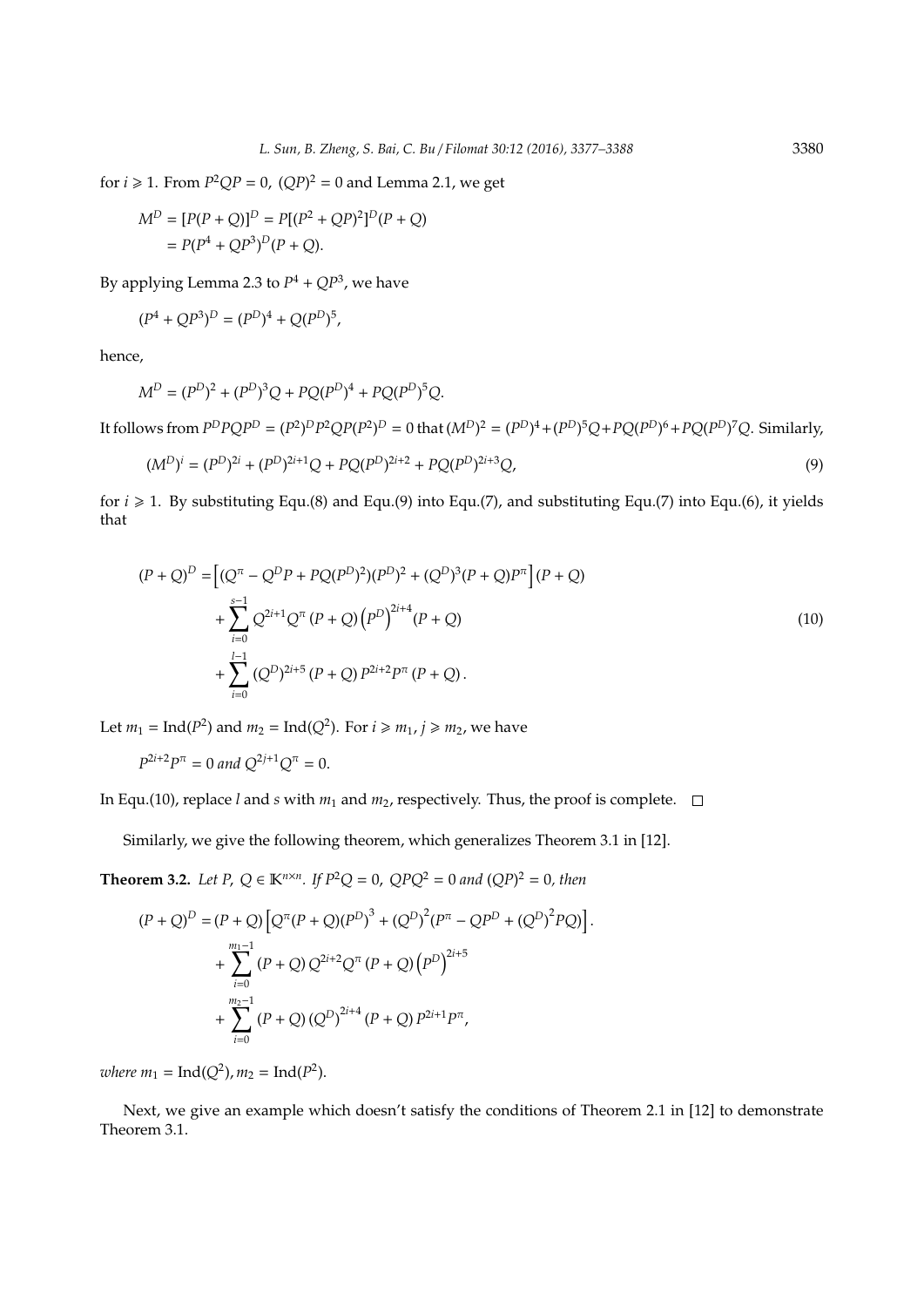for $i \geqslant 1$. From $P^2QP = 0$, $(QP)^2 = 0$ and Lemma 2.1, we get

$$
\begin{aligned}
M^D &= [P(P+Q)]^D = P[(P^2+QP)^2]^D(P+Q) \\
&= P(P^4 + QP^3)^D(P+Q).
\end{aligned}
$$

By applying Lemma 2.3 to $P^4 + QP^3$, we have

$$
(P^4 + QP^3)^D = (P^D)^4 + Q(P^D)^5,
$$

hence,

$$
M^D = (P^D)^2 + (P^D)^3Q + PQ(P^D)^4 + PQ(P^D)^5Q.
$$

It follows from $P^DPQP^D = (P^2)^DP^2QP(P^2)^D = 0$ that $(M^D)^2 = (P^D)^4 + (P^D)^5Q + PQ(P^D)^6 + PQ(P^D)^7Q$. Similarly,

$$
(M^D)^i = (P^D)^{2i} + (P^D)^{2i+1}Q + PQ(P^D)^{2i+2} + PQ(P^D)^{2i+3}Q, \tag{9}
$$

for $i \geqslant 1$. By substituting Equ.(8) and Equ.(9) into Equ.(7), and substituting Equ.(7) into Equ.(6), it yields that

$$
\begin{aligned}
(P+Q)^D =& \left[(Q^\pi - Q^DP + PQ(P^D)^2)(P^D)^2 + (Q^D)^3(P+Q)P^\pi\right](P+Q) \\
&+ \sum_{i=0}^{s-1} Q^{2i+1}Q^\pi (P+Q)\left(P^D\right)^{2i+4}(P+Q) \\
&+ \sum_{i=0}^{l-1} (Q^D)^{2i+5}(P+Q)P^{2i+2}P^\pi (P+Q).
\end{aligned} \tag{10}
$$

Let $m_1 = \mathrm{Ind}(P^2)$ and $m_2 = \mathrm{Ind}(Q^2)$. For $i \geqslant m_1$, $j \geqslant m_2$, we have

$$
P^{2i+2}P^\pi = 0 \text{ and } Q^{2j+1}Q^\pi = 0.
$$

In Equ.(10), replace $l$ and $s$ with $m_1$ and $m_2$, respectively. Thus, the proof is complete. $\square$

Similarly, we give the following theorem, which generalizes Theorem 3.1 in [12].

**Theorem 3.2.** *Let $P, Q \in \mathbb{K}^{n\times n}$. If $P^2Q = 0$, $QPQ^2 = 0$ and $(QP)^2 = 0$, then*

$$
\begin{aligned}
(P+Q)^D =& (P+Q)\left[Q^\pi(P+Q)(P^D)^3 + (Q^D)^2(P^\pi - QP^D + (Q^D)^2PQ)\right]. \\
&+ \sum_{i=0}^{m_1-1}(P+Q)Q^{2i+2}Q^\pi(P+Q)\left(P^D\right)^{2i+5} \\
&+ \sum_{i=0}^{m_2-1}(P+Q)\left(Q^D\right)^{2i+4}(P+Q)P^{2i+1}P^\pi,
\end{aligned}
$$

*where $m_1 = \mathrm{Ind}(Q^2)$, $m_2 = \mathrm{Ind}(P^2)$.*

Next, we give an example which doesn't satisfy the conditions of Theorem 2.1 in [12] to demonstrate Theorem 3.1.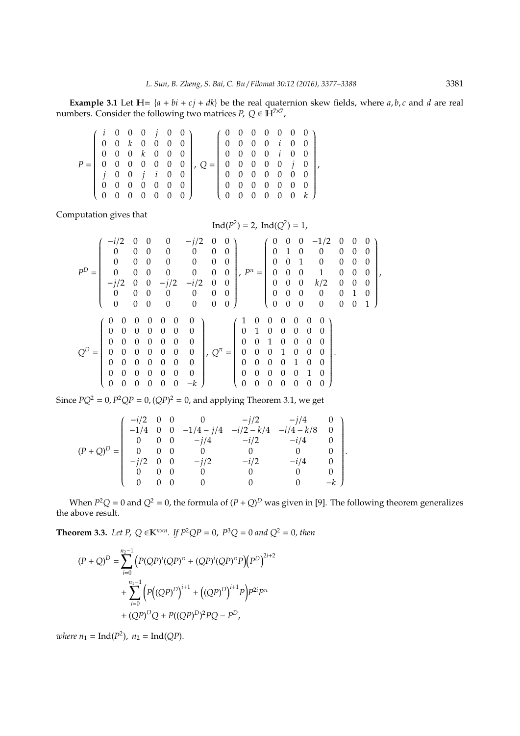**Example 3.1** Let $\mathbb{H}=\{a+bi+cj+dk\}$ be the real quaternion skew fields, where $a,b,c$ and $d$ are real numbers. Consider the following two matrices $P,\ Q\in\mathbb{H}^{7\times 7}$,

$$P=\begin{pmatrix} i & 0 & 0 & 0 & j & 0 & 0\\ 0 & 0 & k & 0 & 0 & 0 & 0\\ 0 & 0 & 0 & k & 0 & 0 & 0\\ 0 & 0 & 0 & 0 & 0 & 0 & 0\\ j & 0 & 0 & j & i & 0 & 0\\ 0 & 0 & 0 & 0 & 0 & 0 & 0\\ 0 & 0 & 0 & 0 & 0 & 0 & 0 \end{pmatrix},\quad Q=\begin{pmatrix} 0 & 0 & 0 & 0 & 0 & 0 & 0\\ 0 & 0 & 0 & 0 & i & 0 & 0\\ 0 & 0 & 0 & 0 & i & 0 & 0\\ 0 & 0 & 0 & 0 & 0 & j & 0\\ 0 & 0 & 0 & 0 & 0 & 0 & 0\\ 0 & 0 & 0 & 0 & 0 & 0 & 0\\ 0 & 0 & 0 & 0 & 0 & 0 & k \end{pmatrix},$$

Computation gives that

$$\mathrm{Ind}(P^2)=2,\ \mathrm{Ind}(Q^2)=1,$$

$$P^D=\begin{pmatrix} -i/2 & 0 & 0 & 0 & -j/2 & 0 & 0\\ 0 & 0 & 0 & 0 & 0 & 0 & 0\\ 0 & 0 & 0 & 0 & 0 & 0 & 0\\ 0 & 0 & 0 & 0 & 0 & 0 & 0\\ -j/2 & 0 & 0 & -j/2 & -i/2 & 0 & 0\\ 0 & 0 & 0 & 0 & 0 & 0 & 0\\ 0 & 0 & 0 & 0 & 0 & 0 & 0 \end{pmatrix},\ P^\pi=\begin{pmatrix} 0 & 0 & 0 & -1/2 & 0 & 0 & 0\\ 0 & 1 & 0 & 0 & 0 & 0 & 0\\ 0 & 0 & 1 & 0 & 0 & 0 & 0\\ 0 & 0 & 0 & 1 & 0 & 0 & 0\\ 0 & 0 & 0 & k/2 & 0 & 0 & 0\\ 0 & 0 & 0 & 0 & 0 & 1 & 0\\ 0 & 0 & 0 & 0 & 0 & 0 & 1 \end{pmatrix},$$

$$Q^D=\begin{pmatrix} 0 & 0 & 0 & 0 & 0 & 0 & 0\\ 0 & 0 & 0 & 0 & 0 & 0 & 0\\ 0 & 0 & 0 & 0 & 0 & 0 & 0\\ 0 & 0 & 0 & 0 & 0 & 0 & 0\\ 0 & 0 & 0 & 0 & 0 & 0 & 0\\ 0 & 0 & 0 & 0 & 0 & 0 & 0\\ 0 & 0 & 0 & 0 & 0 & 0 & -k \end{pmatrix},\ Q^\pi=\begin{pmatrix} 1 & 0 & 0 & 0 & 0 & 0 & 0\\ 0 & 1 & 0 & 0 & 0 & 0 & 0\\ 0 & 0 & 1 & 0 & 0 & 0 & 0\\ 0 & 0 & 0 & 1 & 0 & 0 & 0\\ 0 & 0 & 0 & 0 & 1 & 0 & 0\\ 0 & 0 & 0 & 0 & 0 & 1 & 0\\ 0 & 0 & 0 & 0 & 0 & 0 & 0 \end{pmatrix}.$$

Since $PQ^2=0, P^2QP=0, (QP)^2=0$, and applying Theorem 3.1, we get

$$(P+Q)^D=\begin{pmatrix} -i/2 & 0 & 0 & 0 & -j/2 & -j/4 & 0\\ -1/4 & 0 & 0 & -1/4-j/4 & -i/2-k/4 & -i/4-k/8 & 0\\ 0 & 0 & 0 & -j/4 & -i/2 & -i/4 & 0\\ 0 & 0 & 0 & 0 & 0 & 0 & 0\\ -j/2 & 0 & 0 & -j/2 & -i/2 & -i/4 & 0\\ 0 & 0 & 0 & 0 & 0 & 0 & 0\\ 0 & 0 & 0 & 0 & 0 & 0 & -k \end{pmatrix}.$$

When $P^2Q=0$ and $Q^2=0$, the formula of $(P+Q)^D$ was given in [9]. The following theorem generalizes the above result.

**Theorem 3.3.** *Let $P,\ Q\in\mathbb{K}^{n\times n}$. If $P^2QP=0,\ P^3Q=0$ and $Q^2=0$, then*

$$\begin{aligned}(P+Q)^D=&\sum_{i=0}^{n_2-1}\Big(P(QP)^i(QP)^\pi+(QP)^i(QP)^\pi P\Big)\Big(P^D\Big)^{2i+2}\\&+\sum_{i=0}^{n_1-1}\Big(P\Big((QP)^D\Big)^{i+1}+\Big((QP)^D\Big)^{i+1}P\Big)P^{2i}P^\pi\\&+(QP)^DQ+P((QP)^D)^2PQ-P^D,\end{aligned}$$

*where* $n_1=\mathrm{Ind}(P^2),\ n_2=\mathrm{Ind}(QP)$.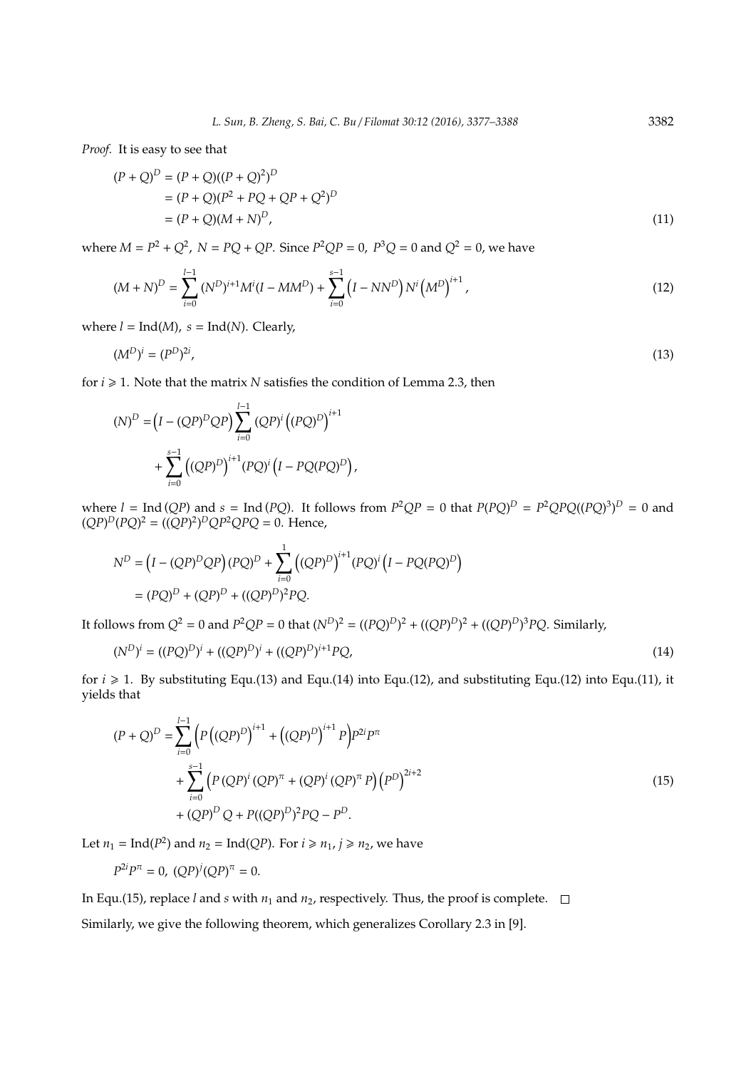*Proof.* It is easy to see that

$$
\begin{aligned}
(P+Q)^D &= (P+Q)((P+Q)^2)^D \\
&= (P+Q)(P^2+PQ+QP+Q^2)^D \\
&= (P+Q)(M+N)^D,
\end{aligned}
\tag{11}
$$

where $M = P^2 + Q^2$, $N = PQ + QP$. Since $P^2QP = 0$, $P^3Q = 0$ and $Q^2 = 0$, we have

$$
(M+N)^D = \sum_{i=0}^{l-1} (N^D)^{i+1} M^i (I - MM^D) + \sum_{i=0}^{s-1} \left(I - NN^D\right) N^i \left(M^D\right)^{i+1},
\tag{12}
$$

where $l = \mathrm{Ind}(M)$, $s = \mathrm{Ind}(N)$. Clearly,

$$
(M^D)^i = (P^D)^{2i},
\tag{13}
$$

for $i \geqslant 1$. Note that the matrix $N$ satisfies the condition of Lemma 2.3, then

$$
\begin{aligned}
(N)^D =& \left(I - (QP)^D QP\right) \sum_{i=0}^{l-1} (QP)^i \left((PQ)^D\right)^{i+1} \\
&+ \sum_{i=0}^{s-1} \left((QP)^D\right)^{i+1} (PQ)^i \left(I - PQ(PQ)^D\right),
\end{aligned}
$$

where $l = \mathrm{Ind}\,(QP)$ and $s = \mathrm{Ind}\,(PQ)$. It follows from $P^2QP = 0$ that $P(PQ)^D = P^2QPQ((PQ)^3)^D = 0$ and $(QP)^D(PQ)^2 = ((QP)^2)^D QP^2QPQ = 0$. Hence,

$$
\begin{aligned}
N^D &= \left(I - (QP)^D QP\right)(PQ)^D + \sum_{i=0}^{1} \left((QP)^D\right)^{i+1} (PQ)^i \left(I - PQ(PQ)^D\right) \\
&= (PQ)^D + (QP)^D + ((QP)^D)^2 PQ.
\end{aligned}
$$

It follows from $Q^2 = 0$ and $P^2QP = 0$ that $(N^D)^2 = ((PQ)^D)^2 + ((QP)^D)^2 + ((QP)^D)^3 PQ$. Similarly,

$$
(N^D)^i = ((PQ)^D)^i + ((QP)^D)^i + ((QP)^D)^{i+1} PQ,
\tag{14}
$$

for $i \geqslant 1$. By substituting Equ.(13) and Equ.(14) into Equ.(12), and substituting Equ.(12) into Equ.(11), it yields that

$$
\begin{aligned}
(P+Q)^D =& \sum_{i=0}^{l-1} \left(P\left((QP)^D\right)^{i+1} + \left((QP)^D\right)^{i+1} P\right) P^{2i} P^{\pi} \\
&+ \sum_{i=0}^{s-1} \left(P\,(QP)^i\,(QP)^{\pi} + (QP)^i\,(QP)^{\pi}\,P\right)\left(P^D\right)^{2i+2} \\
&+ (QP)^D Q + P((QP)^D)^2 PQ - P^D.
\end{aligned}
\tag{15}
$$

Let $n_1 = \mathrm{Ind}(P^2)$ and $n_2 = \mathrm{Ind}(QP)$. For $i \geqslant n_1$, $j \geqslant n_2$, we have

$$
P^{2i} P^{\pi} = 0,\ (QP)^j (QP)^{\pi} = 0.
$$

In Equ.(15), replace $l$ and $s$ with $n_1$ and $n_2$, respectively. Thus, the proof is complete. $\square$

Similarly, we give the following theorem, which generalizes Corollary 2.3 in [9].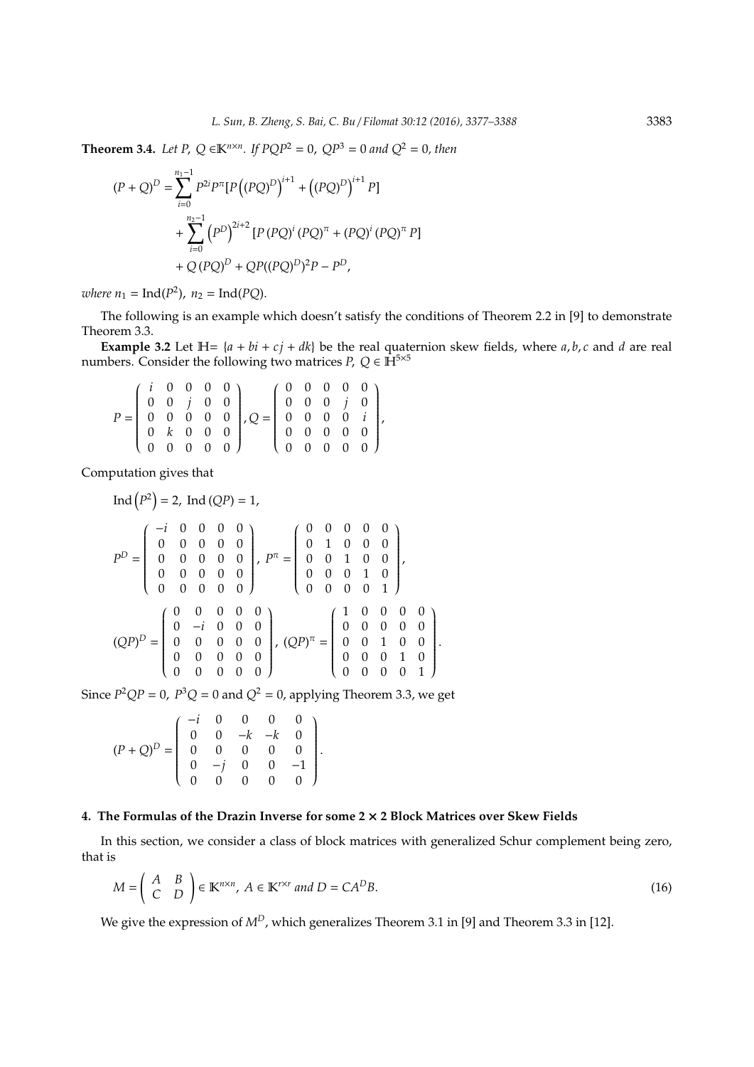**Theorem 3.4.** *Let $P$, $Q \in \mathbb{K}^{n\times n}$. If $PQP^2 = 0$, $QP^3 = 0$ and $Q^2 = 0$, then*

$$
\begin{aligned}
(P+Q)^D =& \sum_{i=0}^{n_1-1} P^{2i}P^{\pi}[P\left((PQ)^D\right)^{i+1} + \left((PQ)^D\right)^{i+1}P] \\
&+ \sum_{i=0}^{n_2-1} \left(P^D\right)^{2i+2}[P\,(PQ)^i\,(PQ)^{\pi} + (PQ)^i\,(PQ)^{\pi}\,P] \\
&+ Q\,(PQ)^D + QP((PQ)^D)^2P - P^D,
\end{aligned}
$$

*where $n_1 = \mathrm{Ind}(P^2)$, $n_2 = \mathrm{Ind}(PQ)$.*

The following is an example which doesn't satisfy the conditions of Theorem 2.2 in [9] to demonstrate Theorem 3.3.

**Example 3.2** Let $\mathbb{H}= \{a+bi+cj+dk\}$ be the real quaternion skew fields, where $a, b, c$ and $d$ are real numbers. Consider the following two matrices $P$, $Q \in \mathbb{H}^{5\times 5}$

$$
P = \begin{pmatrix} i & 0 & 0 & 0 & 0 \\ 0 & 0 & j & 0 & 0 \\ 0 & 0 & 0 & 0 & 0 \\ 0 & k & 0 & 0 & 0 \\ 0 & 0 & 0 & 0 & 0 \end{pmatrix}, Q = \begin{pmatrix} 0 & 0 & 0 & 0 & 0 \\ 0 & 0 & 0 & j & 0 \\ 0 & 0 & 0 & 0 & i \\ 0 & 0 & 0 & 0 & 0 \\ 0 & 0 & 0 & 0 & 0 \end{pmatrix},
$$

Computation gives that

$$
\mathrm{Ind}\left(P^2\right) = 2,\ \mathrm{Ind}\,(QP) = 1,
$$

$$
P^D = \begin{pmatrix} -i & 0 & 0 & 0 & 0 \\ 0 & 0 & 0 & 0 & 0 \\ 0 & 0 & 0 & 0 & 0 \\ 0 & 0 & 0 & 0 & 0 \\ 0 & 0 & 0 & 0 & 0 \end{pmatrix},\ P^{\pi} = \begin{pmatrix} 0 & 0 & 0 & 0 & 0 \\ 0 & 1 & 0 & 0 & 0 \\ 0 & 0 & 1 & 0 & 0 \\ 0 & 0 & 0 & 1 & 0 \\ 0 & 0 & 0 & 0 & 1 \end{pmatrix},
$$

$$
(QP)^D = \begin{pmatrix} 0 & 0 & 0 & 0 & 0 \\ 0 & -i & 0 & 0 & 0 \\ 0 & 0 & 0 & 0 & 0 \\ 0 & 0 & 0 & 0 & 0 \\ 0 & 0 & 0 & 0 & 0 \end{pmatrix},\ (QP)^{\pi} = \begin{pmatrix} 1 & 0 & 0 & 0 & 0 \\ 0 & 0 & 0 & 0 & 0 \\ 0 & 0 & 1 & 0 & 0 \\ 0 & 0 & 0 & 1 & 0 \\ 0 & 0 & 0 & 0 & 1 \end{pmatrix}.
$$

Since $P^2QP = 0$, $P^3Q = 0$ and $Q^2 = 0$, applying Theorem 3.3, we get

$$
(P+Q)^D = \begin{pmatrix} -i & 0 & 0 & 0 & 0 \\ 0 & 0 & -k & -k & 0 \\ 0 & 0 & 0 & 0 & 0 \\ 0 & -j & 0 & 0 & -1 \\ 0 & 0 & 0 & 0 & 0 \end{pmatrix}.
$$

## 4. The Formulas of the Drazin Inverse for some 2 × 2 Block Matrices over Skew Fields

In this section, we consider a class of block matrices with generalized Schur complement being zero, that is

$$
M = \begin{pmatrix} A & B \\ C & D \end{pmatrix} \in \mathbb{K}^{n\times n},\ A \in \mathbb{K}^{r\times r} \text{ and } D = CA^DB. \tag{16}
$$

We give the expression of $M^D$, which generalizes Theorem 3.1 in [9] and Theorem 3.3 in [12].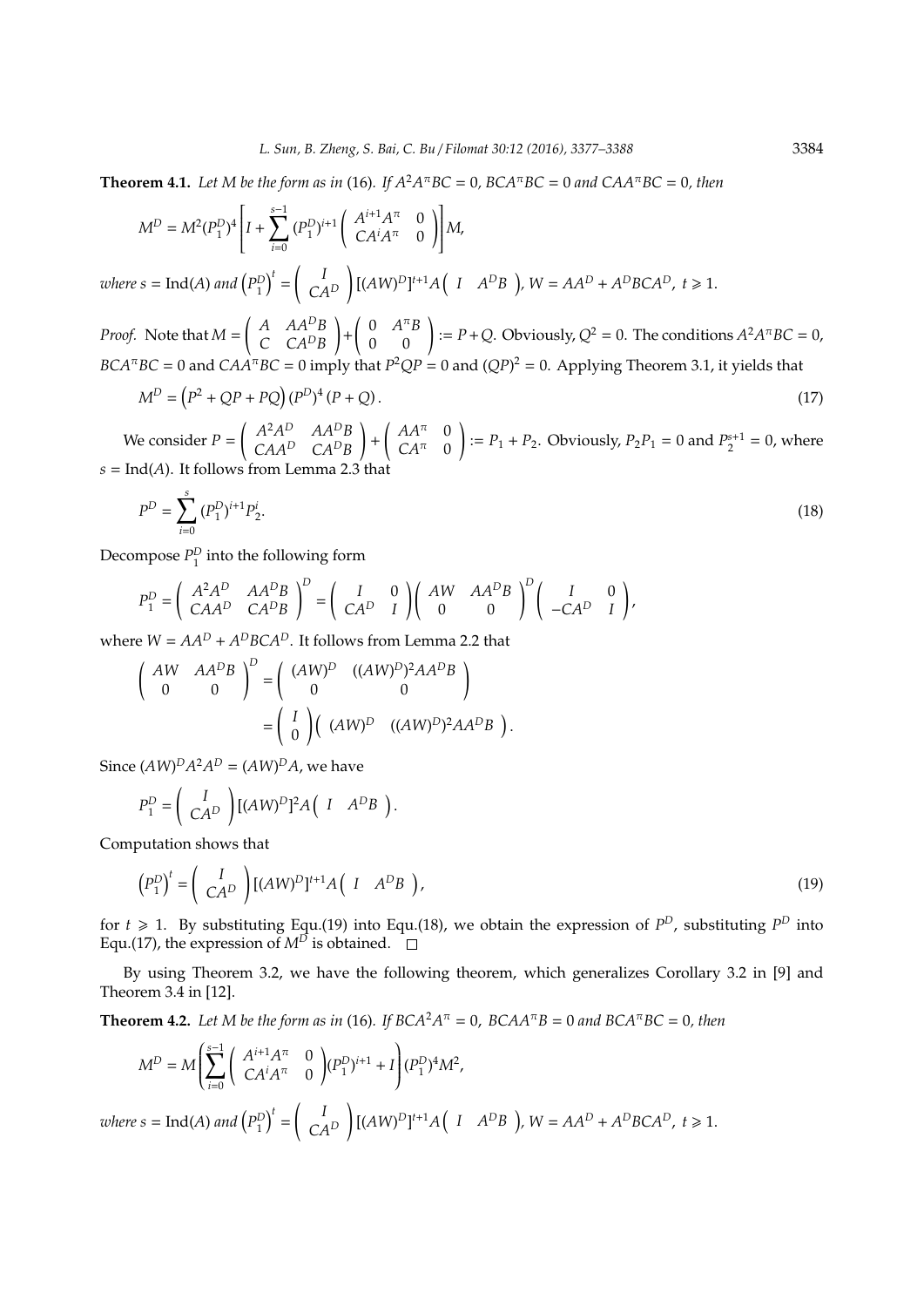**Theorem 4.1.** *Let $M$ be the form as in* (16)*. If $A^2A^\pi BC = 0$, $BCA^\pi BC = 0$ and $CAA^\pi BC = 0$, then*

$$M^D = M^2(P_1^D)^4\left[I + \sum_{i=0}^{s-1}(P_1^D)^{i+1}\begin{pmatrix} A^{i+1}A^\pi & 0 \\ CA^iA^\pi & 0 \end{pmatrix}\right]M,$$

*where $s = \operatorname{Ind}(A)$ and $\left(P_1^D\right)^t = \begin{pmatrix} I \\ CA^D \end{pmatrix}[(AW)^D]^{t+1}A\begin{pmatrix} I & A^DB \end{pmatrix}$, $W = AA^D + A^DBCA^D$, $t \geqslant 1$.*

*Proof.* Note that $M = \begin{pmatrix} A & AA^DB \\ C & CA^DB \end{pmatrix} + \begin{pmatrix} 0 & A^\pi B \\ 0 & 0 \end{pmatrix} := P + Q$. Obviously, $Q^2 = 0$. The conditions $A^2A^\pi BC = 0$, $BCA^\pi BC = 0$ and $CAA^\pi BC = 0$ imply that $P^2QP = 0$ and $(QP)^2 = 0$. Applying Theorem 3.1, it yields that

$$M^D = \left(P^2 + QP + PQ\right)(P^D)^4(P + Q). \tag{17}$$

We consider $P = \begin{pmatrix} A^2A^D & AA^DB \\ CAA^D & CA^DB \end{pmatrix} + \begin{pmatrix} AA^\pi & 0 \\ CA^\pi & 0 \end{pmatrix} := P_1 + P_2$. Obviously, $P_2P_1 = 0$ and $P_2^{s+1} = 0$, where $s = \operatorname{Ind}(A)$. It follows from Lemma 2.3 that

$$P^D = \sum_{i=0}^{s}(P_1^D)^{i+1}P_2^i. \tag{18}$$

Decompose $P_1^D$ into the following form

$$P_1^D = \begin{pmatrix} A^2A^D & AA^DB \\ CAA^D & CA^DB \end{pmatrix}^D = \begin{pmatrix} I & 0 \\ CA^D & I \end{pmatrix}\begin{pmatrix} AW & AA^DB \\ 0 & 0 \end{pmatrix}^D\begin{pmatrix} I & 0 \\ -CA^D & I \end{pmatrix},$$

where $W = AA^D + A^DBCA^D$. It follows from Lemma 2.2 that

$$\begin{aligned}\begin{pmatrix} AW & AA^DB \\ 0 & 0 \end{pmatrix}^D &= \begin{pmatrix} (AW)^D & ((AW)^D)^2AA^DB \\ 0 & 0 \end{pmatrix} \\ &= \begin{pmatrix} I \\ 0 \end{pmatrix}\begin{pmatrix} (AW)^D & ((AW)^D)^2AA^DB \end{pmatrix}.\end{aligned}$$

Since $(AW)^DA^2A^D = (AW)^DA$, we have

$$P_1^D = \begin{pmatrix} I \\ CA^D \end{pmatrix}[(AW)^D]^2A\begin{pmatrix} I & A^DB \end{pmatrix}.$$

Computation shows that

$$\left(P_1^D\right)^t = \begin{pmatrix} I \\ CA^D \end{pmatrix}[(AW)^D]^{t+1}A\begin{pmatrix} I & A^DB \end{pmatrix}, \tag{19}$$

for $t \geqslant 1$. By substituting Equ.(19) into Equ.(18), we obtain the expression of $P^D$, substituting $P^D$ into Equ.(17), the expression of $M^D$ is obtained. $\square$

By using Theorem 3.2, we have the following theorem, which generalizes Corollary 3.2 in [9] and Theorem 3.4 in [12].

**Theorem 4.2.** *Let $M$ be the form as in* (16)*. If $BCA^2A^\pi = 0$, $BCAA^\pi B = 0$ and $BCA^\pi BC = 0$, then*

$$M^D = M\left(\sum_{i=0}^{s-1}\begin{pmatrix} A^{i+1}A^\pi & 0 \\ CA^iA^\pi & 0 \end{pmatrix}(P_1^D)^{i+1} + I\right)(P_1^D)^4M^2,$$

*where $s = \operatorname{Ind}(A)$ and $\left(P_1^D\right)^t = \begin{pmatrix} I \\ CA^D \end{pmatrix}[(AW)^D]^{t+1}A\begin{pmatrix} I & A^DB \end{pmatrix}$, $W = AA^D + A^DBCA^D$, $t \geqslant 1$.*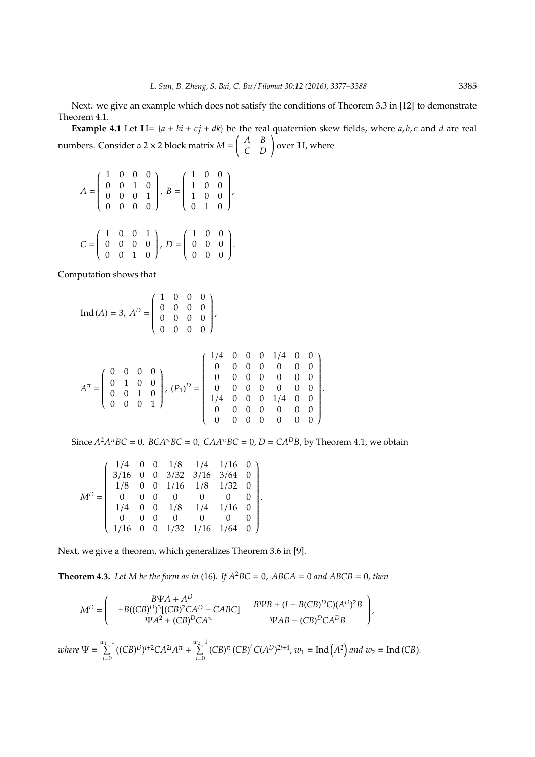Next. we give an example which does not satisfy the conditions of Theorem 3.3 in [12] to demonstrate Theorem 4.1.

**Example 4.1** Let $\mathbb{H}= \{a + bi + cj + dk\}$ be the real quaternion skew fields, where $a, b, c$ and $d$ are real numbers. Consider a $2 \times 2$ block matrix $M = \begin{pmatrix} A & B \\ C & D \end{pmatrix}$ over $\mathbb{H}$, where

$$A = \begin{pmatrix} 1 & 0 & 0 & 0 \\ 0 & 0 & 1 & 0 \\ 0 & 0 & 0 & 1 \\ 0 & 0 & 0 & 0 \end{pmatrix},\ B = \begin{pmatrix} 1 & 0 & 0 \\ 1 & 0 & 0 \\ 1 & 0 & 0 \\ 0 & 1 & 0 \end{pmatrix},$$

$$C = \begin{pmatrix} 1 & 0 & 0 & 1 \\ 0 & 0 & 0 & 0 \\ 0 & 0 & 1 & 0 \end{pmatrix},\ D = \begin{pmatrix} 1 & 0 & 0 \\ 0 & 0 & 0 \\ 0 & 0 & 0 \end{pmatrix}.$$

Computation shows that

$$\mathrm{Ind}\,(A) = 3,\ A^D = \begin{pmatrix} 1 & 0 & 0 & 0 \\ 0 & 0 & 0 & 0 \\ 0 & 0 & 0 & 0 \\ 0 & 0 & 0 & 0 \end{pmatrix},$$

$$A^\pi = \begin{pmatrix} 0 & 0 & 0 & 0 \\ 0 & 1 & 0 & 0 \\ 0 & 0 & 1 & 0 \\ 0 & 0 & 0 & 1 \end{pmatrix},\ (P_1)^D = \begin{pmatrix} 1/4 & 0 & 0 & 0 & 1/4 & 0 & 0 \\ 0 & 0 & 0 & 0 & 0 & 0 & 0 \\ 0 & 0 & 0 & 0 & 0 & 0 & 0 \\ 0 & 0 & 0 & 0 & 0 & 0 & 0 \\ 1/4 & 0 & 0 & 0 & 1/4 & 0 & 0 \\ 0 & 0 & 0 & 0 & 0 & 0 & 0 \\ 0 & 0 & 0 & 0 & 0 & 0 & 0 \end{pmatrix}.$$

Since $A^2A^\pi BC = 0,\ BCA^\pi BC = 0,\ CAA^\pi BC = 0, D = CA^DB$, by Theorem 4.1, we obtain

$$M^D = \begin{pmatrix} 1/4 & 0 & 0 & 1/8 & 1/4 & 1/16 & 0 \\ 3/16 & 0 & 0 & 3/32 & 3/16 & 3/64 & 0 \\ 1/8 & 0 & 0 & 1/16 & 1/8 & 1/32 & 0 \\ 0 & 0 & 0 & 0 & 0 & 0 & 0 \\ 1/4 & 0 & 0 & 1/8 & 1/4 & 1/16 & 0 \\ 0 & 0 & 0 & 0 & 0 & 0 & 0 \\ 1/16 & 0 & 0 & 1/32 & 1/16 & 1/64 & 0 \end{pmatrix}.$$

Next, we give a theorem, which generalizes Theorem 3.6 in [9].

**Theorem 4.3.** *Let $M$ be the form as in* (16). *If $A^2BC = 0,\ ABCA = 0$ and $ABCB = 0$, then*

$$M^D = \begin{pmatrix} \begin{array}{c} B\Psi A + A^D \\ +B((CB)^D)^3[(CB)^2CA^D - CABC] \end{array} & B\Psi B + (I - B(CB)^DC)(A^D)^2B \\ \Psi A^2 + (CB)^DCA^\pi & \Psi AB - (CB)^DCA^DB \end{pmatrix},$$

*where* $\Psi = \sum\limits_{i=0}^{w_1-1}((CB)^D)^{i+2}CA^{2i}A^\pi + \sum\limits_{i=0}^{w_2-1}(CB)^\pi (CB)^i C(A^D)^{2i+4}$, $w_1 = \mathrm{Ind}\left(A^2\right)$ *and* $w_2 = \mathrm{Ind}\,(CB)$.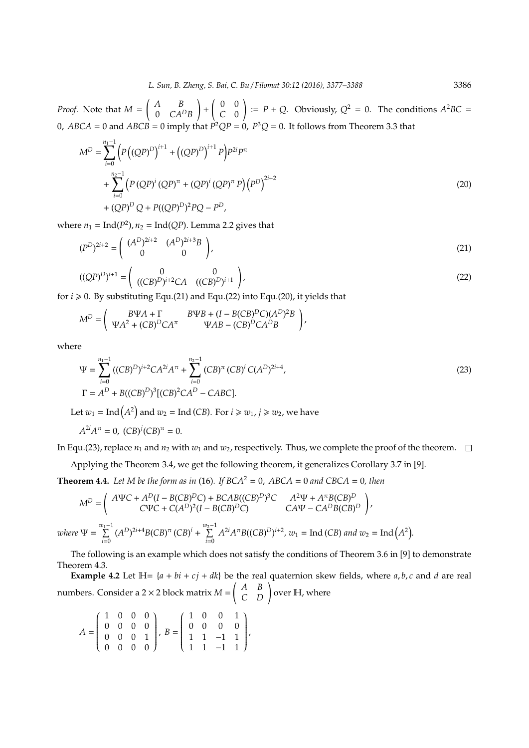*Proof.* Note that $M = \begin{pmatrix} A & B \\ 0 & CA^D B \end{pmatrix} + \begin{pmatrix} 0 & 0 \\ C & 0 \end{pmatrix} := P + Q$. Obviously, $Q^2 = 0$. The conditions $A^2BC = 0$, $ABCA = 0$ and $ABCB = 0$ imply that $P^2QP = 0$, $P^3Q = 0$. It follows from Theorem 3.3 that

$$
\begin{aligned}
M^D = &\sum_{i=0}^{n_1-1} \Big( P\big((QP)^D\big)^{i+1} + \big((QP)^D\big)^{i+1} P \Big) P^{2i} P^\pi \\
&+ \sum_{i=0}^{n_2-1} \Big( P\,(QP)^i\,(QP)^\pi + (QP)^i\,(QP)^\pi\, P \Big) \big(P^D\big)^{2i+2} \\
&+ (QP)^D Q + P((QP)^D)^2 PQ - P^D,
\end{aligned} \tag{20}
$$

where $n_1 = \mathrm{Ind}(P^2), n_2 = \mathrm{Ind}(QP)$. Lemma 2.2 gives that

$$
(P^D)^{2i+2} = \begin{pmatrix} (A^D)^{2i+2} & (A^D)^{2i+3}B \\ 0 & 0 \end{pmatrix}, \tag{21}
$$

$$
((QP)^D)^{i+1} = \begin{pmatrix} 0 & 0 \\ ((CB)^D)^{i+2}CA & ((CB)^D)^{i+1} \end{pmatrix}, \tag{22}
$$

for $i \geqslant 0$. By substituting Equ.(21) and Equ.(22) into Equ.(20), it yields that

$$
M^D = \begin{pmatrix} B\Psi A + \Gamma & B\Psi B + (I - B(CB)^D C)(A^D)^2 B \\ \Psi A^2 + (CB)^D CA^\pi & \Psi AB - (CB)^D CA^D B \end{pmatrix},
$$

where

$$
\begin{aligned}
\Psi &= \sum_{i=0}^{n_1-1} ((CB)^D)^{i+2} CA^{2i} A^\pi + \sum_{i=0}^{n_2-1} (CB)^\pi\, (CB)^i\, C (A^D)^{2i+4}, \\
\Gamma &= A^D + B((CB)^D)^3[(CB)^2 CA^D - CABC].
\end{aligned} \tag{23}
$$

Let $w_1 = \mathrm{Ind}\big(A^2\big)$ and $w_2 = \mathrm{Ind}\,(CB)$. For $i \geqslant w_1$, $j \geqslant w_2$, we have

$$A^{2i}A^\pi = 0,\ (CB)^j (CB)^\pi = 0.$$

In Equ.(23), replace $n_1$ and $n_2$ with $w_1$ and $w_2$, respectively. Thus, we complete the proof of the theorem. $\square$

Applying the Theorem 3.4, we get the following theorem, it generalizes Corollary 3.7 in [9].

**Theorem 4.4.** *Let $M$ be the form as in* (16)*. If $BCA^2 = 0$, $ABCA = 0$ and $CBCA = 0$, then*

$$
M^D = \begin{pmatrix} A\Psi C + A^D(I - B(CB)^D C) + BCAB((CB)^D)^3 C & A^2\Psi + A^\pi B(CB)^D \\ C\Psi C + C(A^D)^2 (I - B(CB)^D C) & CA\Psi - CA^D B(CB)^D \end{pmatrix},
$$

*where* $\Psi = \sum\limits_{i=0}^{w_1-1} (A^D)^{2i+4} B (CB)^\pi\, (CB)^i + \sum\limits_{i=0}^{w_2-1} A^{2i} A^\pi B ((CB)^D)^{i+2}$, $w_1 = \mathrm{Ind}\,(CB)$ *and* $w_2 = \mathrm{Ind}\big(A^2\big)$.

The following is an example which does not satisfy the conditions of Theorem 3.6 in [9] to demonstrate Theorem 4.3.

**Example 4.2** Let $\mathbb{H} = \{a + bi + cj + dk\}$ be the real quaternion skew fields, where $a, b, c$ and $d$ are real numbers. Consider a $2 \times 2$ block matrix $M = \begin{pmatrix} A & B \\ C & D \end{pmatrix}$ over $\mathbb{H}$, where

$$
A = \begin{pmatrix} 1 & 0 & 0 & 0 \\ 0 & 0 & 0 & 0 \\ 0 & 0 & 0 & 1 \\ 0 & 0 & 0 & 0 \end{pmatrix},\ B = \begin{pmatrix} 1 & 0 & 0 & 1 \\ 0 & 0 & 0 & 0 \\ 1 & 1 & -1 & 1 \\ 1 & 1 & -1 & 1 \end{pmatrix},
$$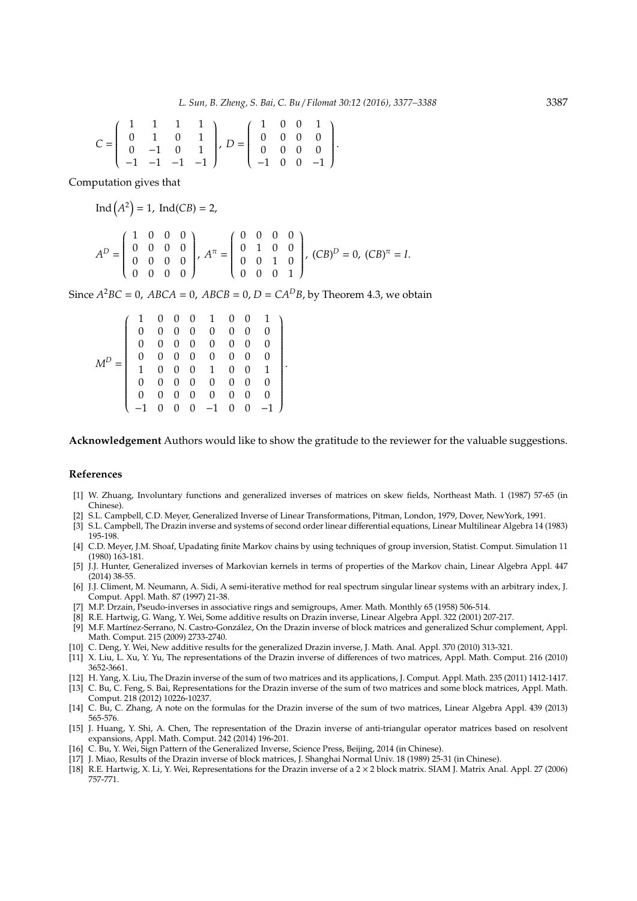$$C = \begin{pmatrix} 1 & 1 & 1 & 1 \\ 0 & 1 & 0 & 1 \\ 0 & -1 & 0 & 1 \\ -1 & -1 & -1 & -1 \end{pmatrix}, \; D = \begin{pmatrix} 1 & 0 & 0 & 1 \\ 0 & 0 & 0 & 0 \\ 0 & 0 & 0 & 0 \\ -1 & 0 & 0 & -1 \end{pmatrix}.$$

Computation gives that

$$\text{Ind}\left(A^2\right) = 1, \; \text{Ind}(CB) = 2,$$

$$A^D = \begin{pmatrix} 1 & 0 & 0 & 0 \\ 0 & 0 & 0 & 0 \\ 0 & 0 & 0 & 0 \\ 0 & 0 & 0 & 0 \end{pmatrix}, \; A^\pi = \begin{pmatrix} 0 & 0 & 0 & 0 \\ 0 & 1 & 0 & 0 \\ 0 & 0 & 1 & 0 \\ 0 & 0 & 0 & 1 \end{pmatrix}, \; (CB)^D = 0, \; (CB)^\pi = I.$$

Since $A^2BC = 0$, $ABCA = 0$, $ABCB = 0$, $D = CA^DB$, by Theorem 4.3, we obtain

$$M^D = \begin{pmatrix} 1 & 0 & 0 & 0 & 1 & 0 & 0 & 1 \\ 0 & 0 & 0 & 0 & 0 & 0 & 0 & 0 \\ 0 & 0 & 0 & 0 & 0 & 0 & 0 & 0 \\ 0 & 0 & 0 & 0 & 0 & 0 & 0 & 0 \\ 1 & 0 & 0 & 0 & 1 & 0 & 0 & 1 \\ 0 & 0 & 0 & 0 & 0 & 0 & 0 & 0 \\ 0 & 0 & 0 & 0 & 0 & 0 & 0 & 0 \\ -1 & 0 & 0 & 0 & -1 & 0 & 0 & -1 \end{pmatrix}.$$

**Acknowledgement** Authors would like to show the gratitude to the reviewer for the valuable suggestions.

## References

[1] W. Zhuang, Involuntary functions and generalized inverses of matrices on skew fields, Northeast Math. 1 (1987) 57-65 (in Chinese).

[2] S.L. Campbell, C.D. Meyer, Generalized Inverse of Linear Transformations, Pitman, London, 1979, Dover, NewYork, 1991.

[3] S.L. Campbell, The Drazin inverse and systems of second order linear differential equations, Linear Multilinear Algebra 14 (1983) 195-198.

[4] C.D. Meyer, J.M. Shoaf, Upadating finite Markov chains by using techniques of group inversion, Statist. Comput. Simulation 11 (1980) 163-181.

[5] J.J. Hunter, Generalized inverses of Markovian kernels in terms of properties of the Markov chain, Linear Algebra Appl. 447 (2014) 38-55.

[6] J.J. Climent, M. Neumann, A. Sidi, A semi-iterative method for real spectrum singular linear systems with an arbitrary index, J. Comput. Appl. Math. 87 (1997) 21-38.

[7] M.P. Drzain, Pseudo-inverses in associative rings and semigroups, Amer. Math. Monthly 65 (1958) 506-514.

[8] R.E. Hartwig, G. Wang, Y. Wei, Some additive results on Drazin inverse, Linear Algebra Appl. 322 (2001) 207-217.

[9] M.F. Martínez-Serrano, N. Castro-González, On the Drazin inverse of block matrices and generalized Schur complement, Appl. Math. Comput. 215 (2009) 2733-2740.

[10] C. Deng, Y. Wei, New additive results for the generalized Drazin inverse, J. Math. Anal. Appl. 370 (2010) 313-321.

[11] X. Liu, L. Xu, Y. Yu, The representations of the Drazin inverse of differences of two matrices, Appl. Math. Comput. 216 (2010) 3652-3661.

[12] H. Yang, X. Liu, The Drazin inverse of the sum of two matrices and its applications, J. Comput. Appl. Math. 235 (2011) 1412-1417.

[13] C. Bu, C. Feng, S. Bai, Representations for the Drazin inverse of the sum of two matrices and some block matrices, Appl. Math. Comput. 218 (2012) 10226-10237.

[14] C. Bu, C. Zhang, A note on the formulas for the Drazin inverse of the sum of two matrices, Linear Algebra Appl. 439 (2013) 565-576.

[15] J. Huang, Y. Shi, A. Chen, The representation of the Drazin inverse of anti-triangular operator matrices based on resolvent expansions, Appl. Math. Comput. 242 (2014) 196-201.

[16] C. Bu, Y. Wei, Sign Pattern of the Generalized Inverse, Science Press, Beijing, 2014 (in Chinese).

[17] J. Miao, Results of the Drazin inverse of block matrices, J. Shanghai Normal Univ. 18 (1989) 25-31 (in Chinese).

[18] R.E. Hartwig, X. Li, Y. Wei, Representations for the Drazin inverse of a $2 \times 2$ block matrix. SIAM J. Matrix Anal. Appl. 27 (2006) 757-771.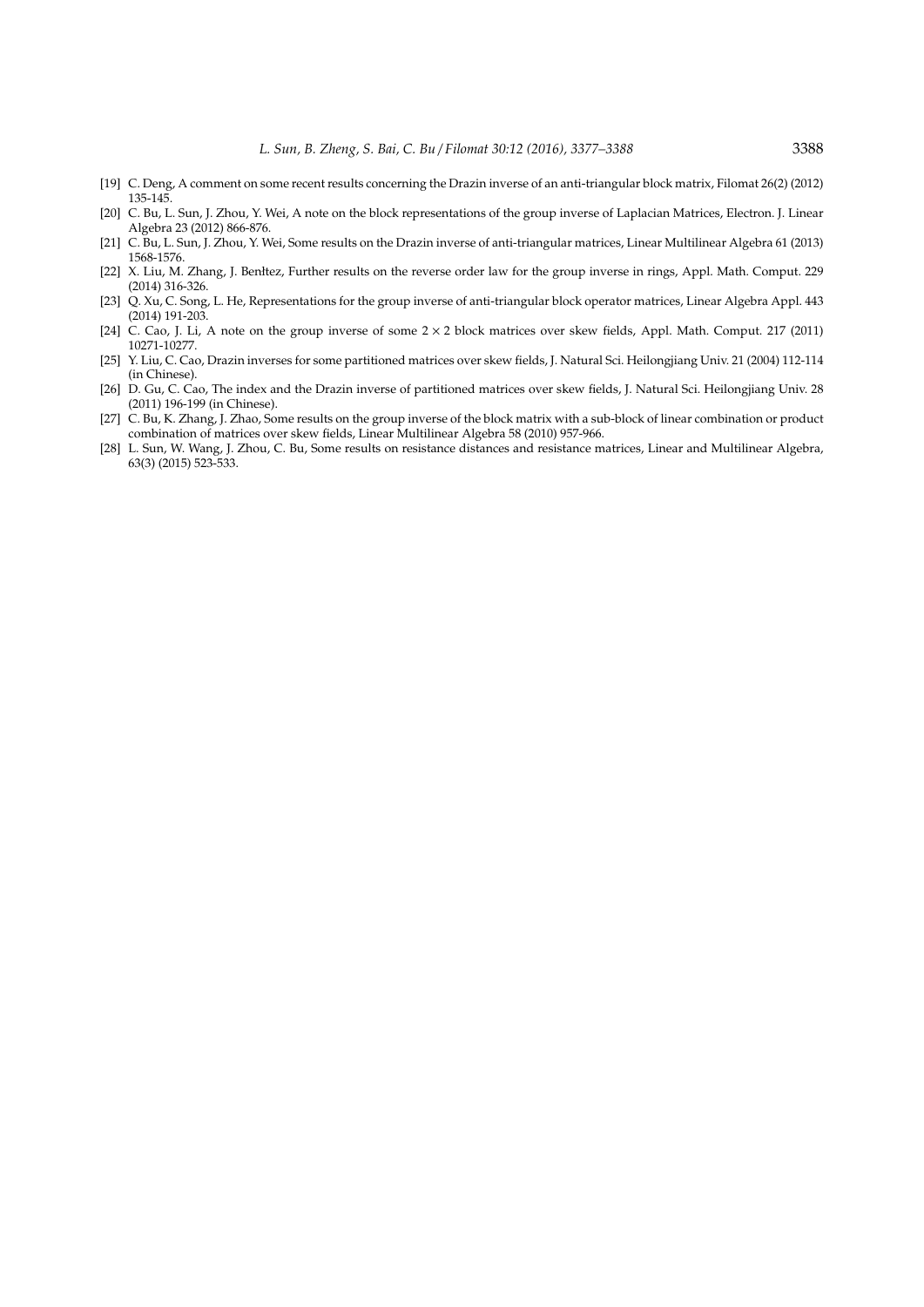[19] C. Deng, A comment on some recent results concerning the Drazin inverse of an anti-triangular block matrix, Filomat 26(2) (2012) 135-145.

[20] C. Bu, L. Sun, J. Zhou, Y. Wei, A note on the block representations of the group inverse of Laplacian Matrices, Electron. J. Linear Algebra 23 (2012) 866-876.

[21] C. Bu, L. Sun, J. Zhou, Y. Wei, Some results on the Drazin inverse of anti-triangular matrices, Linear Multilinear Algebra 61 (2013) 1568-1576.

[22] X. Liu, M. Zhang, J. Benłtez, Further results on the reverse order law for the group inverse in rings, Appl. Math. Comput. 229 (2014) 316-326.

[23] Q. Xu, C. Song, L. He, Representations for the group inverse of anti-triangular block operator matrices, Linear Algebra Appl. 443 (2014) 191-203.

[24] C. Cao, J. Li, A note on the group inverse of some $2 \times 2$ block matrices over skew fields, Appl. Math. Comput. 217 (2011) 10271-10277.

[25] Y. Liu, C. Cao, Drazin inverses for some partitioned matrices over skew fields, J. Natural Sci. Heilongjiang Univ. 21 (2004) 112-114 (in Chinese).

[26] D. Gu, C. Cao, The index and the Drazin inverse of partitioned matrices over skew fields, J. Natural Sci. Heilongjiang Univ. 28 (2011) 196-199 (in Chinese).

[27] C. Bu, K. Zhang, J. Zhao, Some results on the group inverse of the block matrix with a sub-block of linear combination or product combination of matrices over skew fields, Linear Multilinear Algebra 58 (2010) 957-966.

[28] L. Sun, W. Wang, J. Zhou, C. Bu, Some results on resistance distances and resistance matrices, Linear and Multilinear Algebra, 63(3) (2015) 523-533.